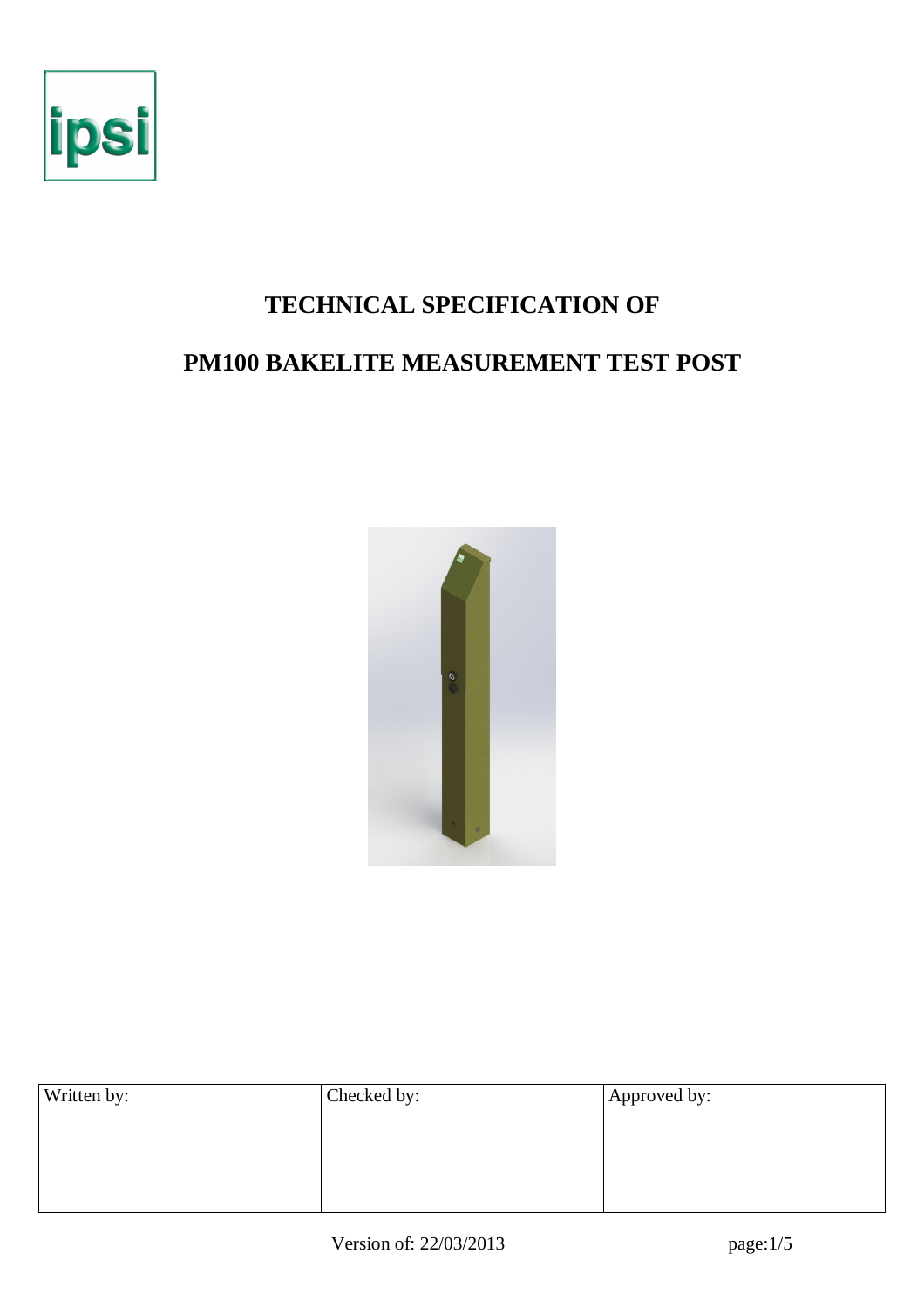ipsi

# TECHNICAL SPECIFICATION OF

# PM100 BAKELITE MEASUREMENT TEST POST

| Written by: | Checked by: | Approved by: |
| --- | --- | --- |
| | | |

Version of: 22/03/2013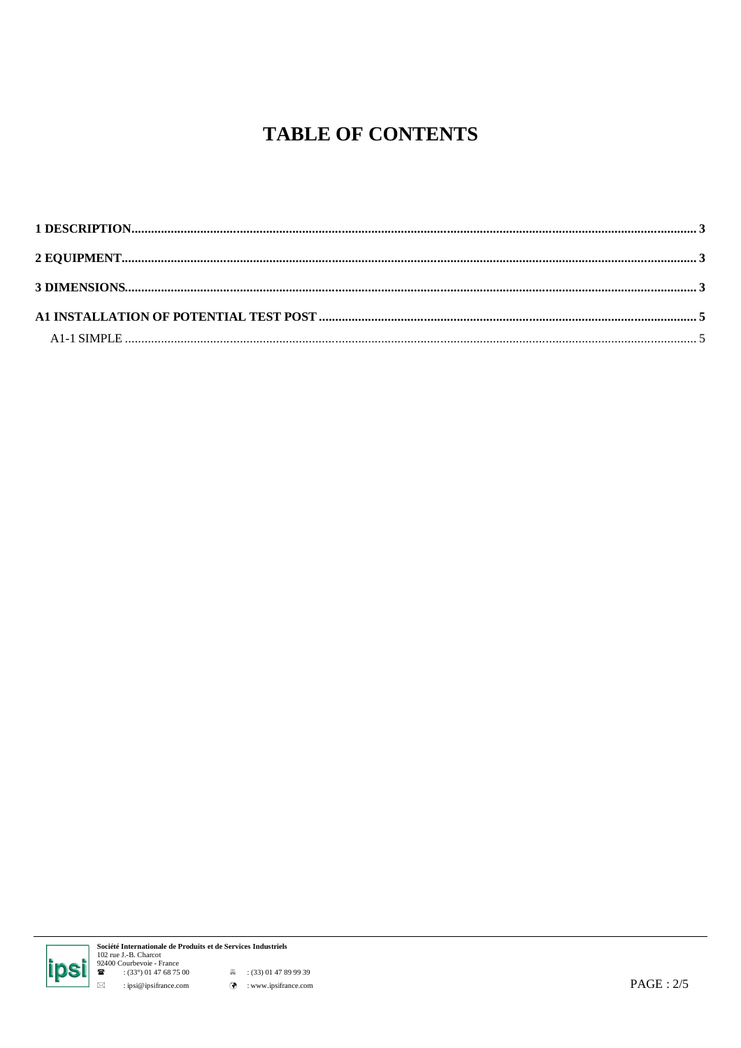# TABLE OF CONTENTS

**1 DESCRIPTION........................................................................................................................................................ 3**

**2 EQUIPMENT.......................................................................................................................................................... 3**

**3 DIMENSIONS........................................................................................................................................................ 3**

**A1 INSTALLATION OF POTENTIAL TEST POST ............................................................................................... 5**

A1-1 SIMPLE ............................................................................................................................................................. 5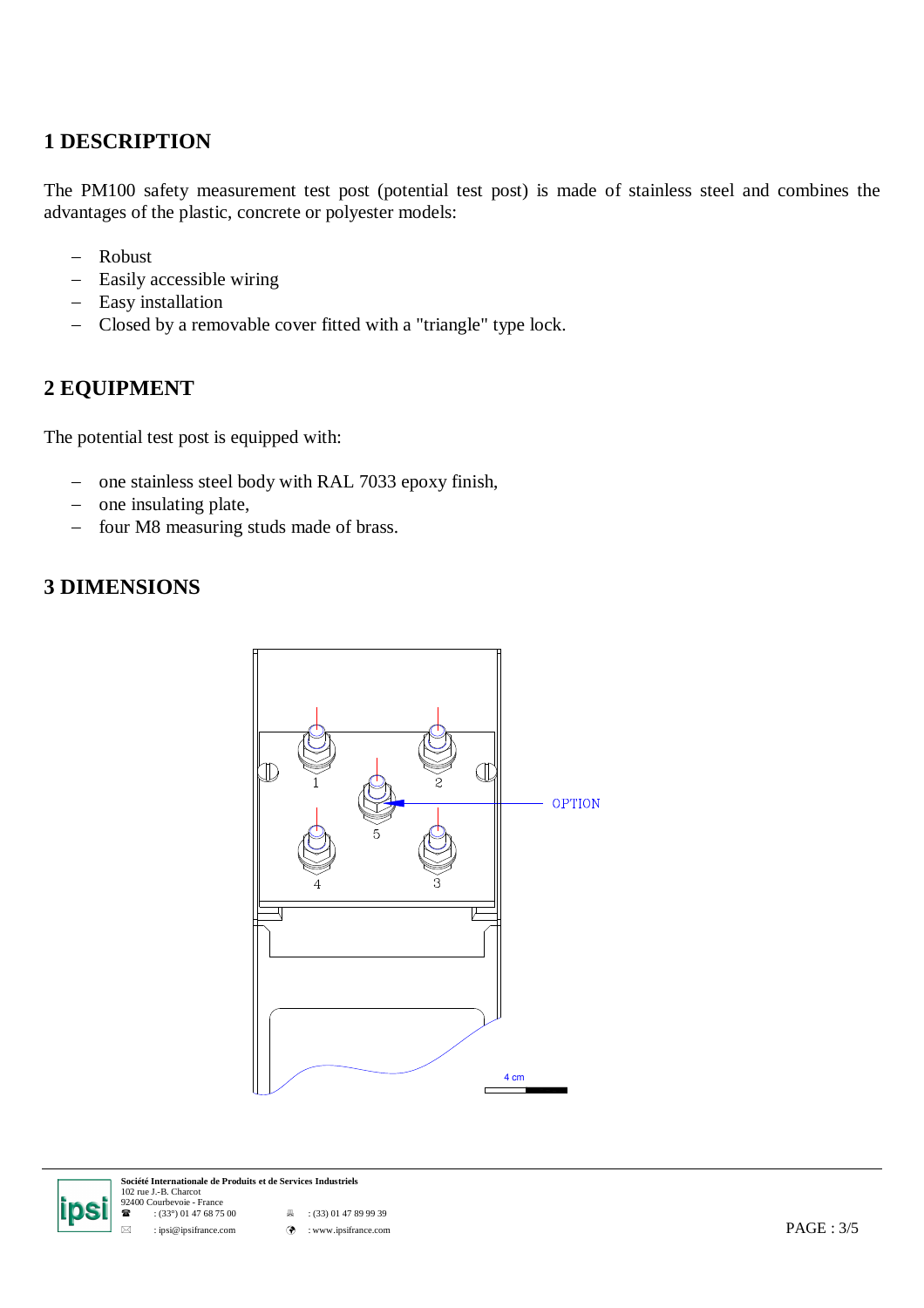# 1 DESCRIPTION

The PM100 safety measurement test post (potential test post) is made of stainless steel and combines the advantages of the plastic, concrete or polyester models:

- Robust
- Easily accessible wiring
- Easy installation
- Closed by a removable cover fitted with a "triangle" type lock.

# 2 EQUIPMENT

The potential test post is equipped with:

- one stainless steel body with RAL 7033 epoxy finish,
- one insulating plate,
- four M8 measuring studs made of brass.

# 3 DIMENSIONS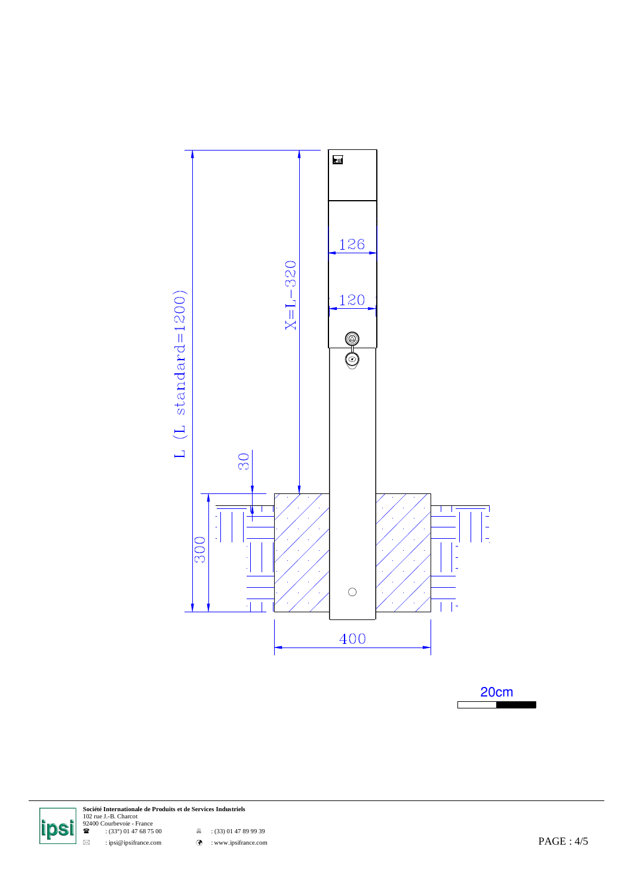L (L standard=1200)

X=L-320

126

120

30

300

400

20cm

**Société Internationale de Produits et de Services Industriels**
102 rue J.-B. Charcot
92400 Courbevoie - France
: (33°) 01 47 68 75 00 : (33) 01 47 89 99 39
: ipsi@ipsifrance.com : www.ipsifrance.com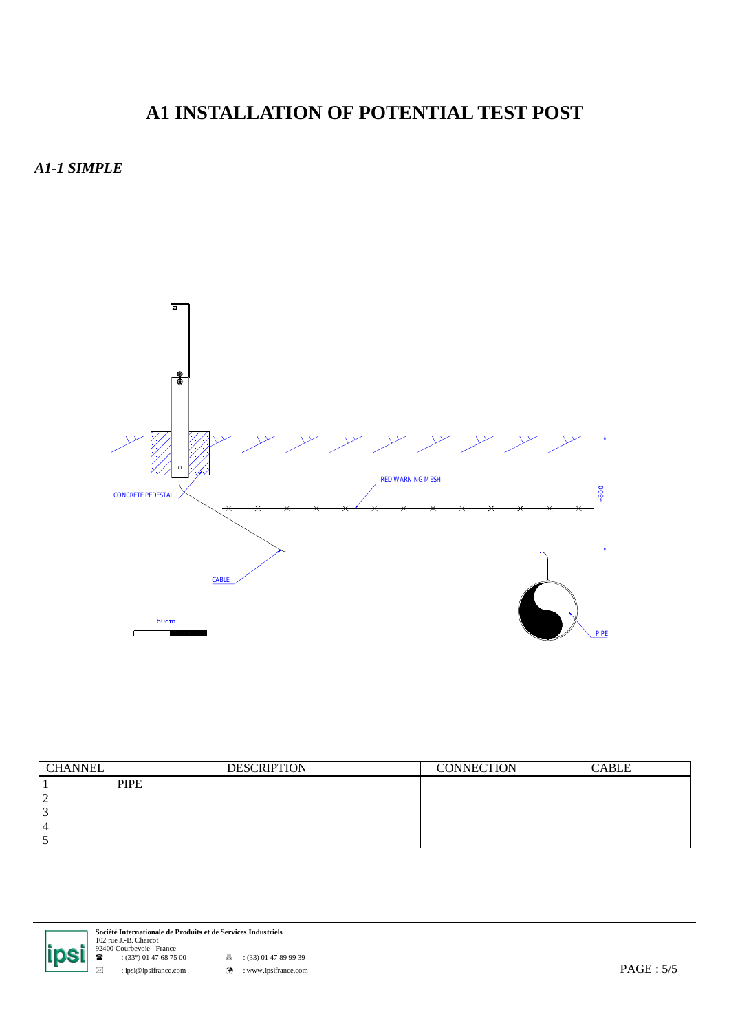# A1 INSTALLATION OF POTENTIAL TEST POST

## *A1-1 SIMPLE*

RED WARNING MESH

CONCRETE PEDESTAL

≈800

CABLE

50cm

PIPE

| CHANNEL | DESCRIPTION | CONNECTION | CABLE |
|---|---|---|---|
| 1 | PIPE | | |
| 2 | | | |
| 3 | | | |
| 4 | | | |
| 5 | | | |

**Société Internationale de Produits et de Services Industriels**
102 rue J.-B. Charcot
92400 Courbevoie - France
: (33°) 01 47 68 75 00 : (33) 01 47 89 99 39
: ipsi@ipsifrance.com : www.ipsifrance.com